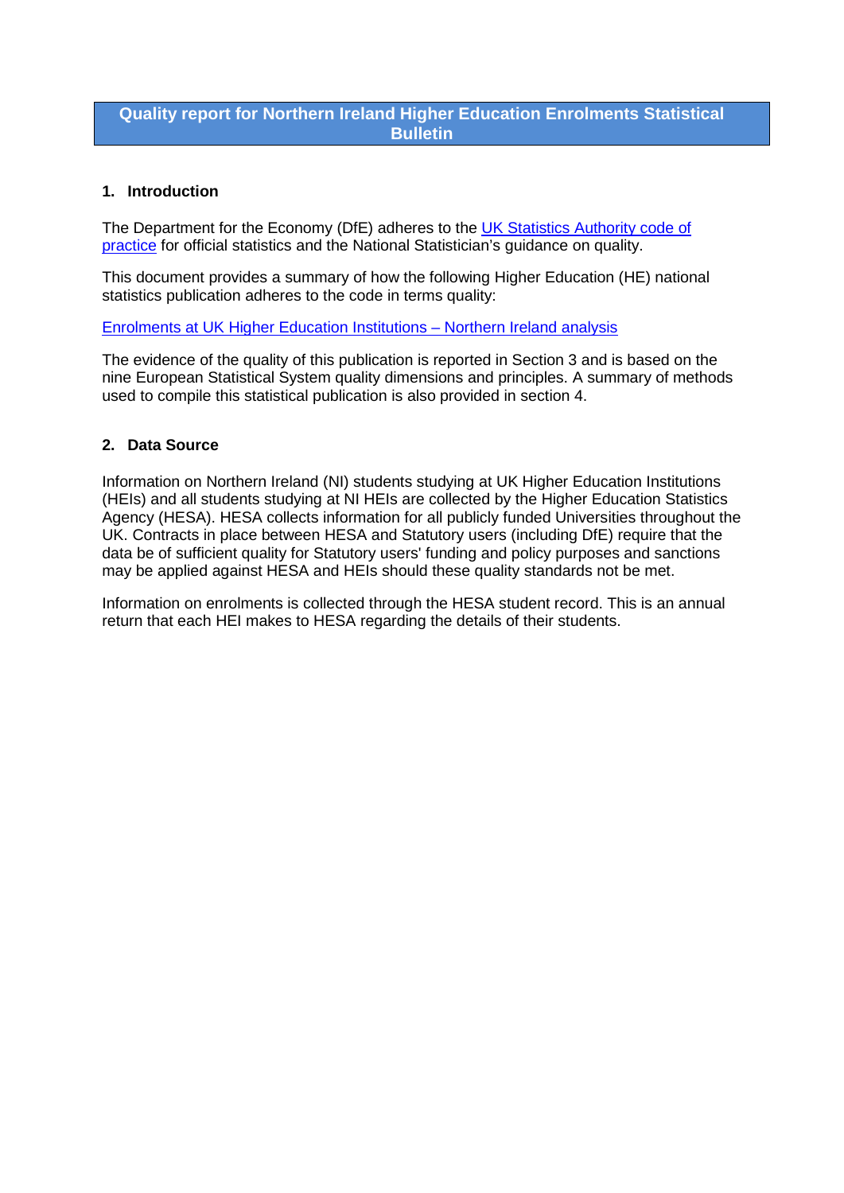# Quality report for Northern Ireland Higher Education Enrolments Statistical Bulletin

## 1. Introduction

The Department for the Economy (DfE) adheres to the UK Statistics Authority code of practice for official statistics and the National Statistician's guidance on quality.

This document provides a summary of how the following Higher Education (HE) national statistics publication adheres to the code in terms quality:

Enrolments at UK Higher Education Institutions – Northern Ireland analysis

The evidence of the quality of this publication is reported in Section 3 and is based on the nine European Statistical System quality dimensions and principles. A summary of methods used to compile this statistical publication is also provided in section 4.

## 2. Data Source

Information on Northern Ireland (NI) students studying at UK Higher Education Institutions (HEIs) and all students studying at NI HEIs are collected by the Higher Education Statistics Agency (HESA). HESA collects information for all publicly funded Universities throughout the UK. Contracts in place between HESA and Statutory users (including DfE) require that the data be of sufficient quality for Statutory users' funding and policy purposes and sanctions may be applied against HESA and HEIs should these quality standards not be met.

Information on enrolments is collected through the HESA student record. This is an annual return that each HEI makes to HESA regarding the details of their students.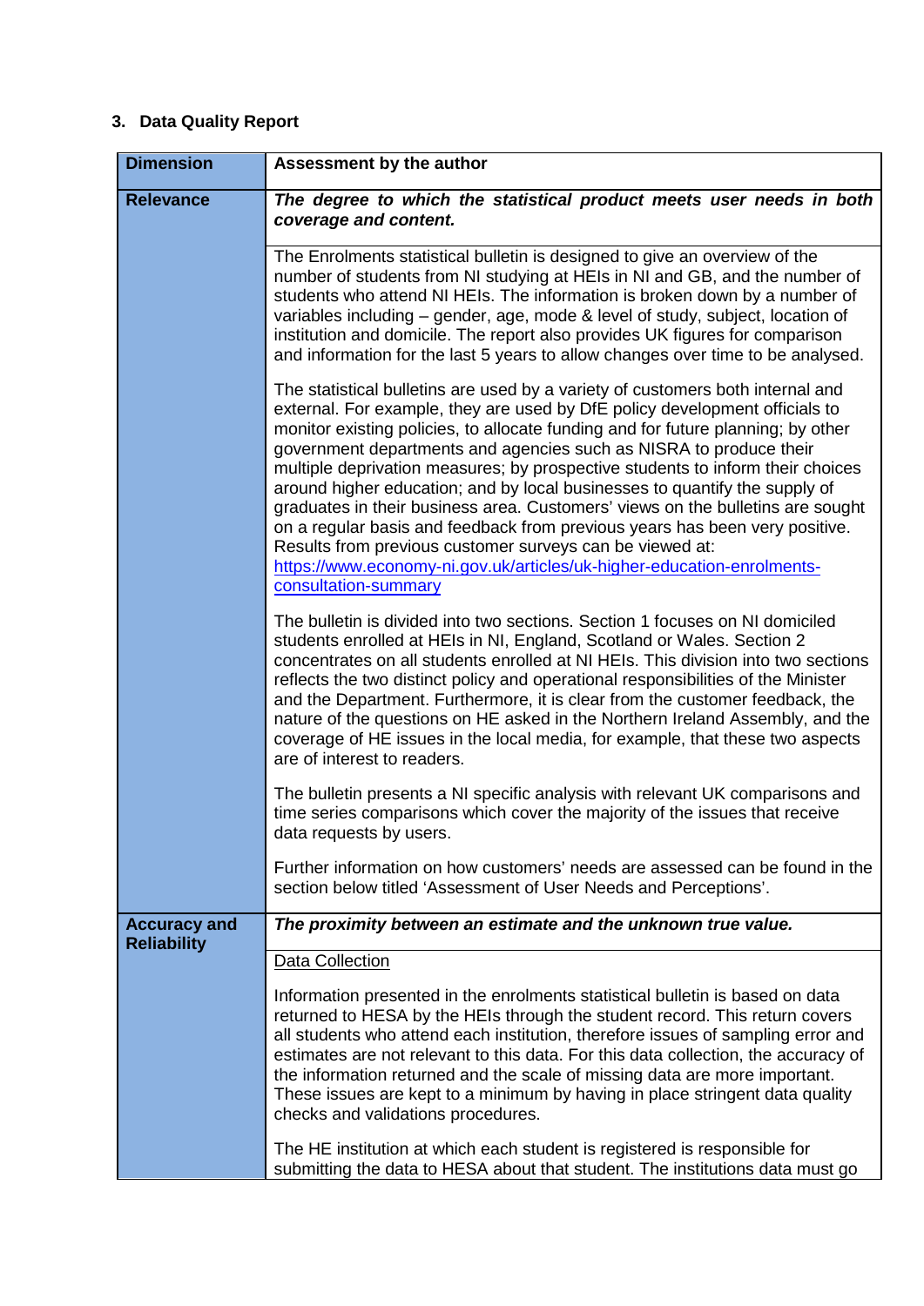## 3. Data Quality Report

| Dimension | Assessment by the author |
|---|---|
| **Relevance** | ***The degree to which the statistical product meets user needs in both coverage and content.*** |
| | The Enrolments statistical bulletin is designed to give an overview of the number of students from NI studying at HEIs in NI and GB, and the number of students who attend NI HEIs. The information is broken down by a number of variables including – gender, age, mode & level of study, subject, location of institution and domicile. The report also provides UK figures for comparison and information for the last 5 years to allow changes over time to be analysed.<br><br>The statistical bulletins are used by a variety of customers both internal and external. For example, they are used by DfE policy development officials to monitor existing policies, to allocate funding and for future planning; by other government departments and agencies such as NISRA to produce their multiple deprivation measures; by prospective students to inform their choices around higher education; and by local businesses to quantify the supply of graduates in their business area. Customers' views on the bulletins are sought on a regular basis and feedback from previous years has been very positive. Results from previous customer surveys can be viewed at: https://www.economy-ni.gov.uk/articles/uk-higher-education-enrolments-consultation-summary<br><br>The bulletin is divided into two sections. Section 1 focuses on NI domiciled students enrolled at HEIs in NI, England, Scotland or Wales. Section 2 concentrates on all students enrolled at NI HEIs. This division into two sections reflects the two distinct policy and operational responsibilities of the Minister and the Department. Furthermore, it is clear from the customer feedback, the nature of the questions on HE asked in the Northern Ireland Assembly, and the coverage of HE issues in the local media, for example, that these two aspects are of interest to readers.<br><br>The bulletin presents a NI specific analysis with relevant UK comparisons and time series comparisons which cover the majority of the issues that receive data requests by users.<br><br>Further information on how customers' needs are assessed can be found in the section below titled 'Assessment of User Needs and Perceptions'. |
| **Accuracy and Reliability** | ***The proximity between an estimate and the unknown true value.*** |
| | Data Collection<br><br>Information presented in the enrolments statistical bulletin is based on data returned to HESA by the HEIs through the student record. This return covers all students who attend each institution, therefore issues of sampling error and estimates are not relevant to this data. For this data collection, the accuracy of the information returned and the scale of missing data are more important. These issues are kept to a minimum by having in place stringent data quality checks and validations procedures.<br><br>The HE institution at which each student is registered is responsible for submitting the data to HESA about that student. The institutions data must go |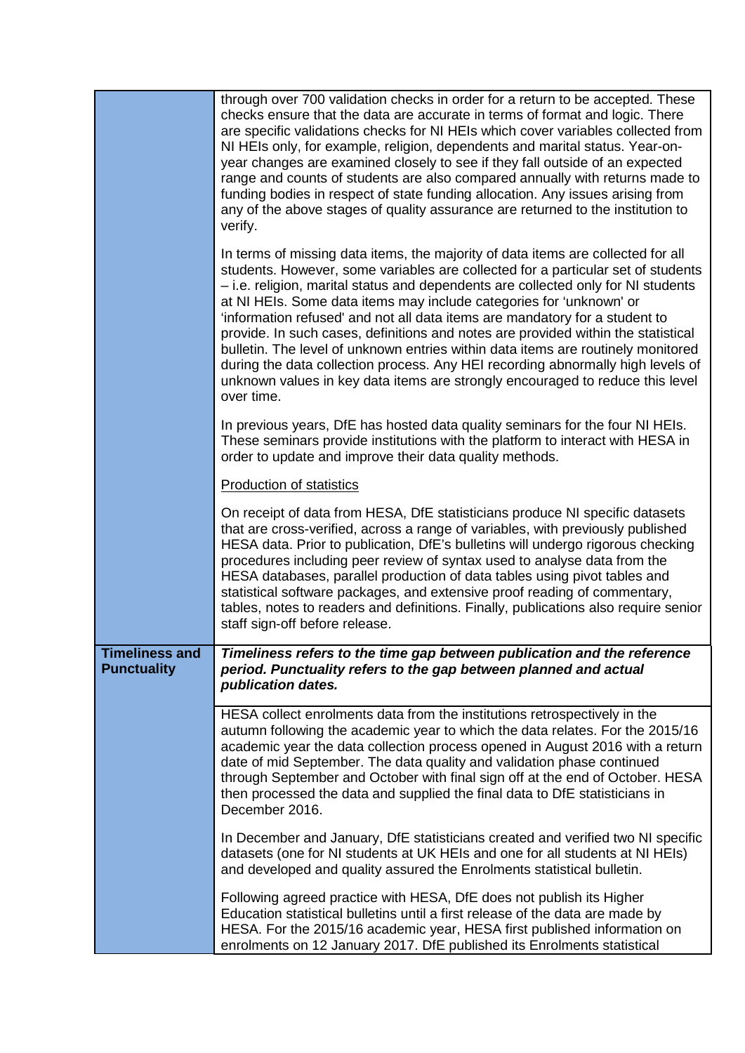| | |
|---|---|
| | through over 700 validation checks in order for a return to be accepted. These checks ensure that the data are accurate in terms of format and logic. There are specific validations checks for NI HEIs which cover variables collected from NI HEIs only, for example, religion, dependents and marital status. Year-on-year changes are examined closely to see if they fall outside of an expected range and counts of students are also compared annually with returns made to funding bodies in respect of state funding allocation. Any issues arising from any of the above stages of quality assurance are returned to the institution to verify.<br><br>In terms of missing data items, the majority of data items are collected for all students. However, some variables are collected for a particular set of students – i.e. religion, marital status and dependents are collected only for NI students at NI HEIs. Some data items may include categories for 'unknown' or 'information refused' and not all data items are mandatory for a student to provide. In such cases, definitions and notes are provided within the statistical bulletin. The level of unknown entries within data items are routinely monitored during the data collection process. Any HEI recording abnormally high levels of unknown values in key data items are strongly encouraged to reduce this level over time.<br><br>In previous years, DfE has hosted data quality seminars for the four NI HEIs. These seminars provide institutions with the platform to interact with HESA in order to update and improve their data quality methods.<br><br>Production of statistics<br><br>On receipt of data from HESA, DfE statisticians produce NI specific datasets that are cross-verified, across a range of variables, with previously published HESA data. Prior to publication, DfE's bulletins will undergo rigorous checking procedures including peer review of syntax used to analyse data from the HESA databases, parallel production of data tables using pivot tables and statistical software packages, and extensive proof reading of commentary, tables, notes to readers and definitions. Finally, publications also require senior staff sign-off before release. |
| **Timeliness and Punctuality** | ***Timeliness refers to the time gap between publication and the reference period. Punctuality refers to the gap between planned and actual publication dates.*** |
| | HESA collect enrolments data from the institutions retrospectively in the autumn following the academic year to which the data relates. For the 2015/16 academic year the data collection process opened in August 2016 with a return date of mid September. The data quality and validation phase continued through September and October with final sign off at the end of October. HESA then processed the data and supplied the final data to DfE statisticians in December 2016.<br><br>In December and January, DfE statisticians created and verified two NI specific datasets (one for NI students at UK HEIs and one for all students at NI HEIs) and developed and quality assured the Enrolments statistical bulletin.<br><br>Following agreed practice with HESA, DfE does not publish its Higher Education statistical bulletins until a first release of the data are made by HESA. For the 2015/16 academic year, HESA first published information on enrolments on 12 January 2017. DfE published its Enrolments statistical |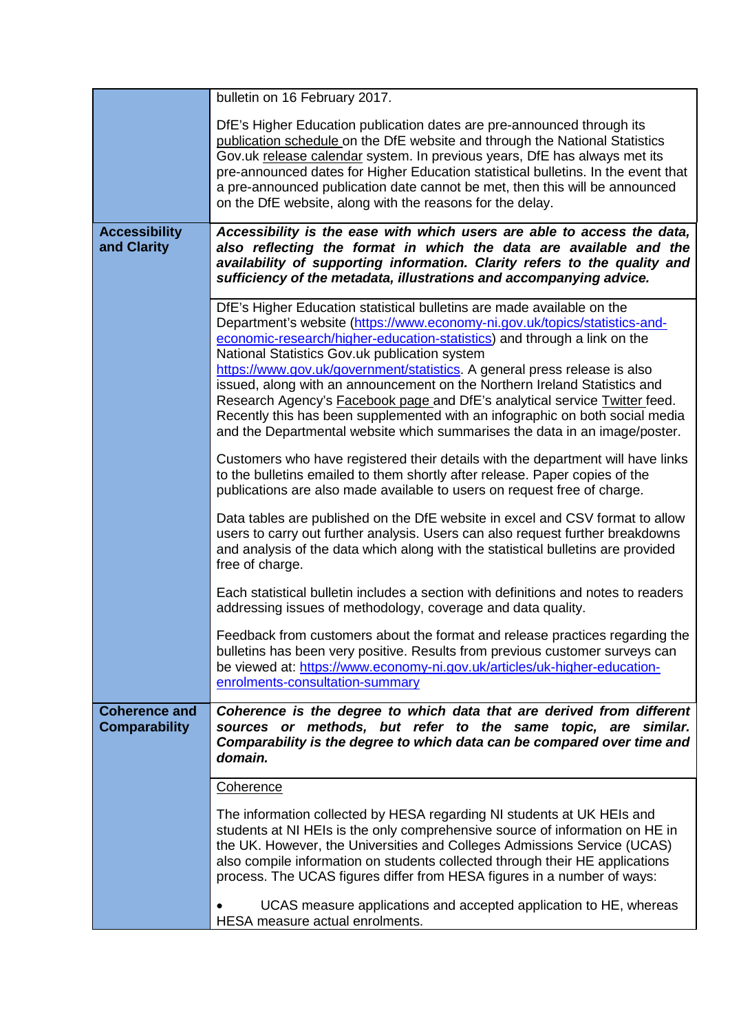| | |
|---|---|
| | bulletin on 16 February 2017.<br><br>DfE's Higher Education publication dates are pre-announced through its publication schedule on the DfE website and through the National Statistics Gov.uk release calendar system. In previous years, DfE has always met its pre-announced dates for Higher Education statistical bulletins. In the event that a pre-announced publication date cannot be met, then this will be announced on the DfE website, along with the reasons for the delay. |
| **Accessibility and Clarity** | ***Accessibility is the ease with which users are able to access the data, also reflecting the format in which the data are available and the availability of supporting information. Clarity refers to the quality and sufficiency of the metadata, illustrations and accompanying advice.*** |
| | DfE's Higher Education statistical bulletins are made available on the Department's website (https://www.economy-ni.gov.uk/topics/statistics-and-economic-research/higher-education-statistics) and through a link on the National Statistics Gov.uk publication system https://www.gov.uk/government/statistics. A general press release is also issued, along with an announcement on the Northern Ireland Statistics and Research Agency's Facebook page and DfE's analytical service Twitter feed. Recently this has been supplemented with an infographic on both social media and the Departmental website which summarises the data in an image/poster.<br><br>Customers who have registered their details with the department will have links to the bulletins emailed to them shortly after release. Paper copies of the publications are also made available to users on request free of charge.<br><br>Data tables are published on the DfE website in excel and CSV format to allow users to carry out further analysis. Users can also request further breakdowns and analysis of the data which along with the statistical bulletins are provided free of charge.<br><br>Each statistical bulletin includes a section with definitions and notes to readers addressing issues of methodology, coverage and data quality.<br><br>Feedback from customers about the format and release practices regarding the bulletins has been very positive. Results from previous customer surveys can be viewed at: https://www.economy-ni.gov.uk/articles/uk-higher-education-enrolments-consultation-summary |
| **Coherence and Comparability** | ***Coherence is the degree to which data that are derived from different sources or methods, but refer to the same topic, are similar. Comparability is the degree to which data can be compared over time and domain.*** |
| | Coherence<br><br>The information collected by HESA regarding NI students at UK HEIs and students at NI HEIs is the only comprehensive source of information on HE in the UK. However, the Universities and Colleges Admissions Service (UCAS) also compile information on students collected through their HE applications process. The UCAS figures differ from HESA figures in a number of ways:<br><br>• UCAS measure applications and accepted application to HE, whereas HESA measure actual enrolments. |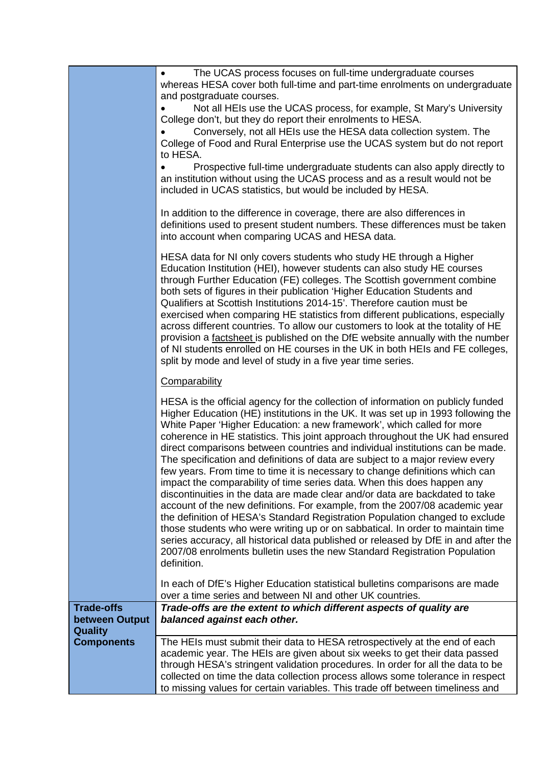| | |
|---|---|
| | • The UCAS process focuses on full-time undergraduate courses whereas HESA cover both full-time and part-time enrolments on undergraduate and postgraduate courses.<br>• Not all HEIs use the UCAS process, for example, St Mary's University College don't, but they do report their enrolments to HESA.<br>• Conversely, not all HEIs use the HESA data collection system. The College of Food and Rural Enterprise use the UCAS system but do not report to HESA.<br>• Prospective full-time undergraduate students can also apply directly to an institution without using the UCAS process and as a result would not be included in UCAS statistics, but would be included by HESA.<br><br>In addition to the difference in coverage, there are also differences in definitions used to present student numbers. These differences must be taken into account when comparing UCAS and HESA data.<br><br>HESA data for NI only covers students who study HE through a Higher Education Institution (HEI), however students can also study HE courses through Further Education (FE) colleges. The Scottish government combine both sets of figures in their publication 'Higher Education Students and Qualifiers at Scottish Institutions 2014-15'. Therefore caution must be exercised when comparing HE statistics from different publications, especially across different countries. To allow our customers to look at the totality of HE provision a factsheet is published on the DfE website annually with the number of NI students enrolled on HE courses in the UK in both HEIs and FE colleges, split by mode and level of study in a five year time series.<br><br>Comparability<br><br>HESA is the official agency for the collection of information on publicly funded Higher Education (HE) institutions in the UK. It was set up in 1993 following the White Paper 'Higher Education: a new framework', which called for more coherence in HE statistics. This joint approach throughout the UK had ensured direct comparisons between countries and individual institutions can be made. The specification and definitions of data are subject to a major review every few years. From time to time it is necessary to change definitions which can impact the comparability of time series data. When this does happen any discontinuities in the data are made clear and/or data are backdated to take account of the new definitions. For example, from the 2007/08 academic year the definition of HESA's Standard Registration Population changed to exclude those students who were writing up or on sabbatical. In order to maintain time series accuracy, all historical data published or released by DfE in and after the 2007/08 enrolments bulletin uses the new Standard Registration Population definition.<br><br>In each of DfE's Higher Education statistical bulletins comparisons are made over a time series and between NI and other UK countries. |
| **Trade-offs between Output Quality Components** | ***Trade-offs are the extent to which different aspects of quality are balanced against each other.*** |
| | The HEIs must submit their data to HESA retrospectively at the end of each academic year. The HEIs are given about six weeks to get their data passed through HESA's stringent validation procedures. In order for all the data to be collected on time the data collection process allows some tolerance in respect to missing values for certain variables. This trade off between timeliness and |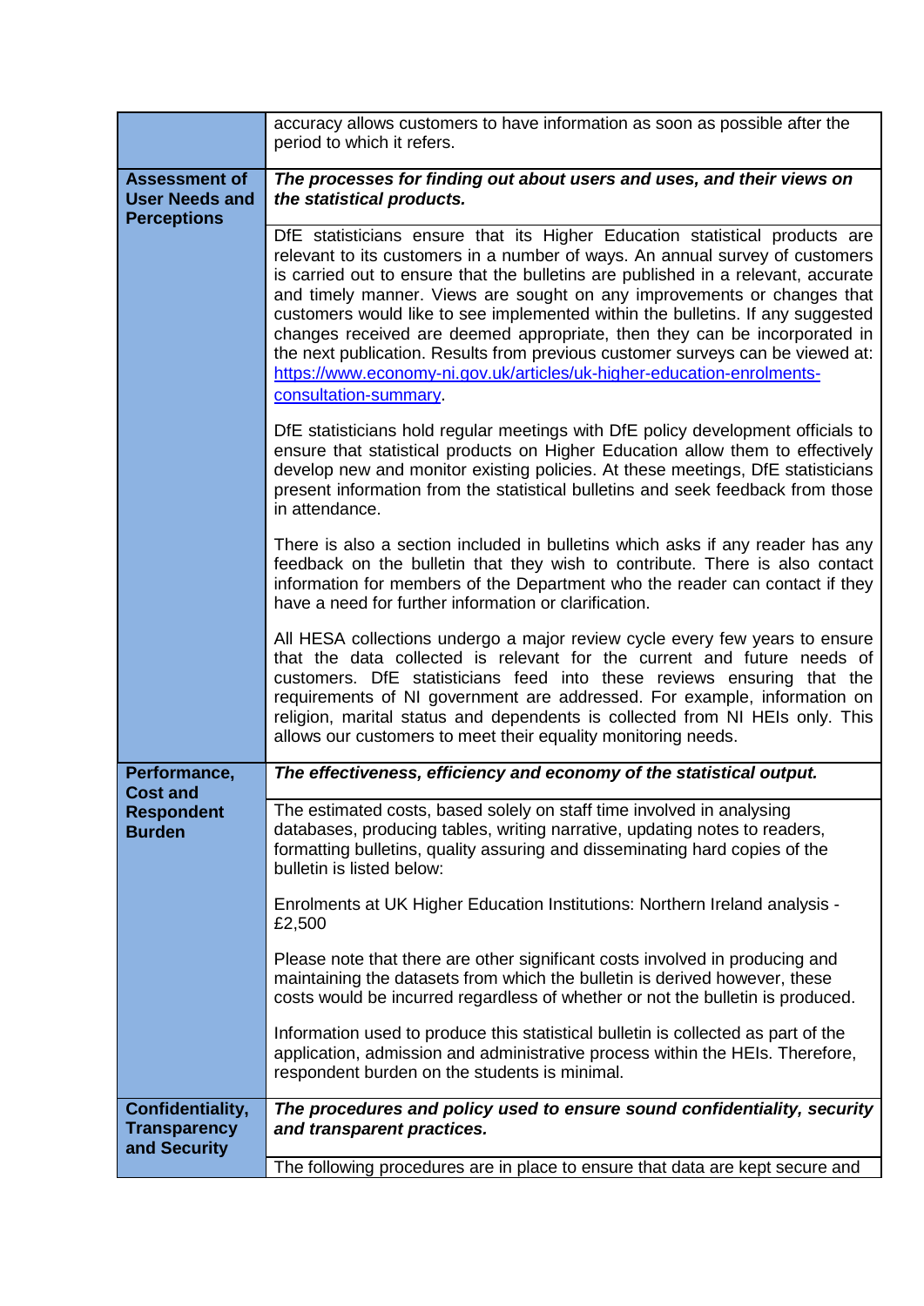| | |
|---|---|
| | accuracy allows customers to have information as soon as possible after the period to which it refers. |
| **Assessment of User Needs and Perceptions** | ***The processes for finding out about users and uses, and their views on the statistical products.*** |
| | DfE statisticians ensure that its Higher Education statistical products are relevant to its customers in a number of ways. An annual survey of customers is carried out to ensure that the bulletins are published in a relevant, accurate and timely manner. Views are sought on any improvements or changes that customers would like to see implemented within the bulletins. If any suggested changes received are deemed appropriate, then they can be incorporated in the next publication. Results from previous customer surveys can be viewed at: [https://www.economy-ni.gov.uk/articles/uk-higher-education-enrolments-consultation-summary](https://www.economy-ni.gov.uk/articles/uk-higher-education-enrolments-consultation-summary).<br><br>DfE statisticians hold regular meetings with DfE policy development officials to ensure that statistical products on Higher Education allow them to effectively develop new and monitor existing policies. At these meetings, DfE statisticians present information from the statistical bulletins and seek feedback from those in attendance.<br><br>There is also a section included in bulletins which asks if any reader has any feedback on the bulletin that they wish to contribute. There is also contact information for members of the Department who the reader can contact if they have a need for further information or clarification.<br><br>All HESA collections undergo a major review cycle every few years to ensure that the data collected is relevant for the current and future needs of customers. DfE statisticians feed into these reviews ensuring that the requirements of NI government are addressed. For example, information on religion, marital status and dependents is collected from NI HEIs only. This allows our customers to meet their equality monitoring needs. |
| **Performance, Cost and Respondent Burden** | ***The effectiveness, efficiency and economy of the statistical output.*** |
| | The estimated costs, based solely on staff time involved in analysing databases, producing tables, writing narrative, updating notes to readers, formatting bulletins, quality assuring and disseminating hard copies of the bulletin is listed below:<br><br>Enrolments at UK Higher Education Institutions: Northern Ireland analysis - £2,500<br><br>Please note that there are other significant costs involved in producing and maintaining the datasets from which the bulletin is derived however, these costs would be incurred regardless of whether or not the bulletin is produced.<br><br>Information used to produce this statistical bulletin is collected as part of the application, admission and administrative process within the HEIs. Therefore, respondent burden on the students is minimal. |
| **Confidentiality, Transparency and Security** | ***The procedures and policy used to ensure sound confidentiality, security and transparent practices.*** |
| | The following procedures are in place to ensure that data are kept secure and |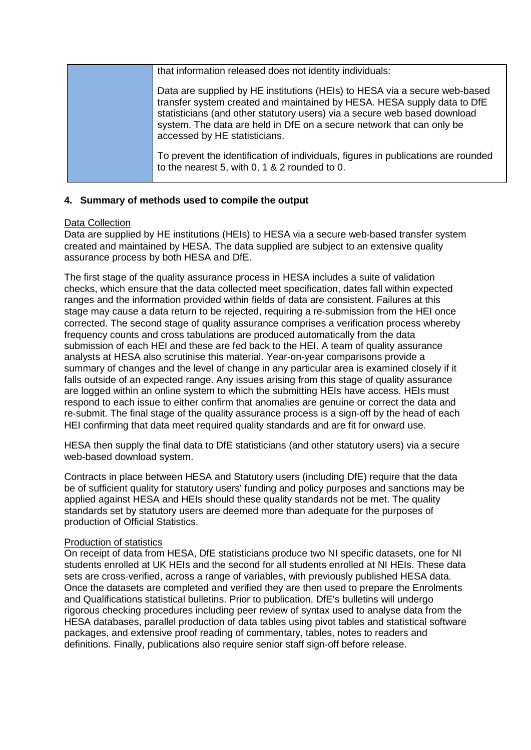| | that information released does not identity individuals:<br><br>Data are supplied by HE institutions (HEIs) to HESA via a secure web-based transfer system created and maintained by HESA. HESA supply data to DfE statisticians (and other statutory users) via a secure web based download system. The data are held in DfE on a secure network that can only be accessed by HE statisticians.<br><br>To prevent the identification of individuals, figures in publications are rounded to the nearest 5, with 0, 1 & 2 rounded to 0. |
|---|---|

## 4. Summary of methods used to compile the output

Data Collection

Data are supplied by HE institutions (HEIs) to HESA via a secure web-based transfer system created and maintained by HESA. The data supplied are subject to an extensive quality assurance process by both HESA and DfE.

The first stage of the quality assurance process in HESA includes a suite of validation checks, which ensure that the data collected meet specification, dates fall within expected ranges and the information provided within fields of data are consistent. Failures at this stage may cause a data return to be rejected, requiring a re-submission from the HEI once corrected. The second stage of quality assurance comprises a verification process whereby frequency counts and cross tabulations are produced automatically from the data submission of each HEI and these are fed back to the HEI. A team of quality assurance analysts at HESA also scrutinise this material. Year-on-year comparisons provide a summary of changes and the level of change in any particular area is examined closely if it falls outside of an expected range. Any issues arising from this stage of quality assurance are logged within an online system to which the submitting HEIs have access. HEIs must respond to each issue to either confirm that anomalies are genuine or correct the data and re-submit. The final stage of the quality assurance process is a sign-off by the head of each HEI confirming that data meet required quality standards and are fit for onward use.

HESA then supply the final data to DfE statisticians (and other statutory users) via a secure web-based download system.

Contracts in place between HESA and Statutory users (including DfE) require that the data be of sufficient quality for statutory users' funding and policy purposes and sanctions may be applied against HESA and HEIs should these quality standards not be met. The quality standards set by statutory users are deemed more than adequate for the purposes of production of Official Statistics.

Production of statistics

On receipt of data from HESA, DfE statisticians produce two NI specific datasets, one for NI students enrolled at UK HEIs and the second for all students enrolled at NI HEIs. These data sets are cross-verified, across a range of variables, with previously published HESA data. Once the datasets are completed and verified they are then used to prepare the Enrolments and Qualifications statistical bulletins. Prior to publication, DfE's bulletins will undergo rigorous checking procedures including peer review of syntax used to analyse data from the HESA databases, parallel production of data tables using pivot tables and statistical software packages, and extensive proof reading of commentary, tables, notes to readers and definitions. Finally, publications also require senior staff sign-off before release.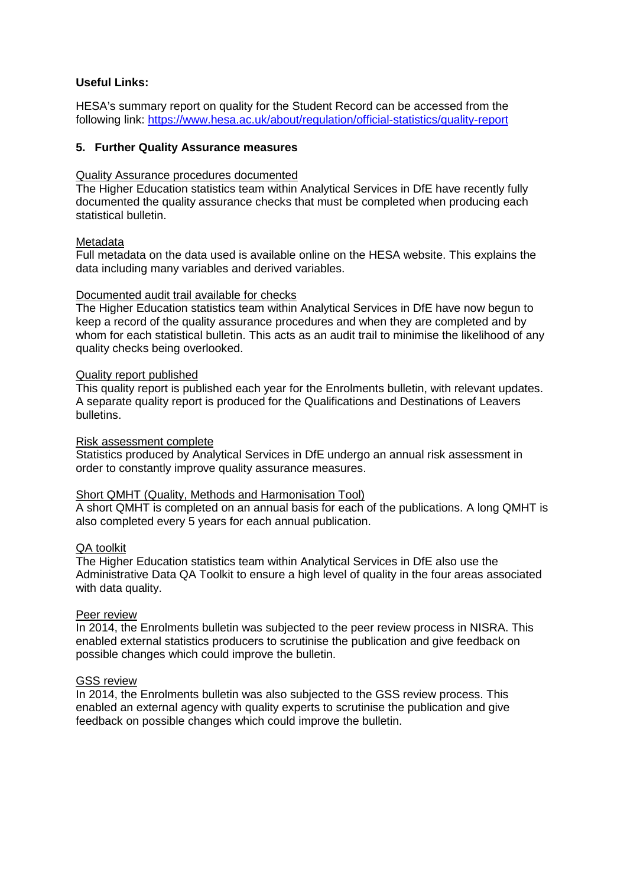**Useful Links:**

HESA's summary report on quality for the Student Record can be accessed from the following link: [https://www.hesa.ac.uk/about/regulation/official-statistics/quality-report](https://www.hesa.ac.uk/about/regulation/official-statistics/quality-report)

## 5. Further Quality Assurance measures

<u>Quality Assurance procedures documented</u>
The Higher Education statistics team within Analytical Services in DfE have recently fully documented the quality assurance checks that must be completed when producing each statistical bulletin.

<u>Metadata</u>
Full metadata on the data used is available online on the HESA website. This explains the data including many variables and derived variables.

<u>Documented audit trail available for checks</u>
The Higher Education statistics team within Analytical Services in DfE have now begun to keep a record of the quality assurance procedures and when they are completed and by whom for each statistical bulletin. This acts as an audit trail to minimise the likelihood of any quality checks being overlooked.

<u>Quality report published</u>
This quality report is published each year for the Enrolments bulletin, with relevant updates. A separate quality report is produced for the Qualifications and Destinations of Leavers bulletins.

<u>Risk assessment complete</u>
Statistics produced by Analytical Services in DfE undergo an annual risk assessment in order to constantly improve quality assurance measures.

<u>Short QMHT (Quality, Methods and Harmonisation Tool)</u>
A short QMHT is completed on an annual basis for each of the publications. A long QMHT is also completed every 5 years for each annual publication.

<u>QA toolkit</u>
The Higher Education statistics team within Analytical Services in DfE also use the Administrative Data QA Toolkit to ensure a high level of quality in the four areas associated with data quality.

<u>Peer review</u>
In 2014, the Enrolments bulletin was subjected to the peer review process in NISRA. This enabled external statistics producers to scrutinise the publication and give feedback on possible changes which could improve the bulletin.

<u>GSS review</u>
In 2014, the Enrolments bulletin was also subjected to the GSS review process. This enabled an external agency with quality experts to scrutinise the publication and give feedback on possible changes which could improve the bulletin.